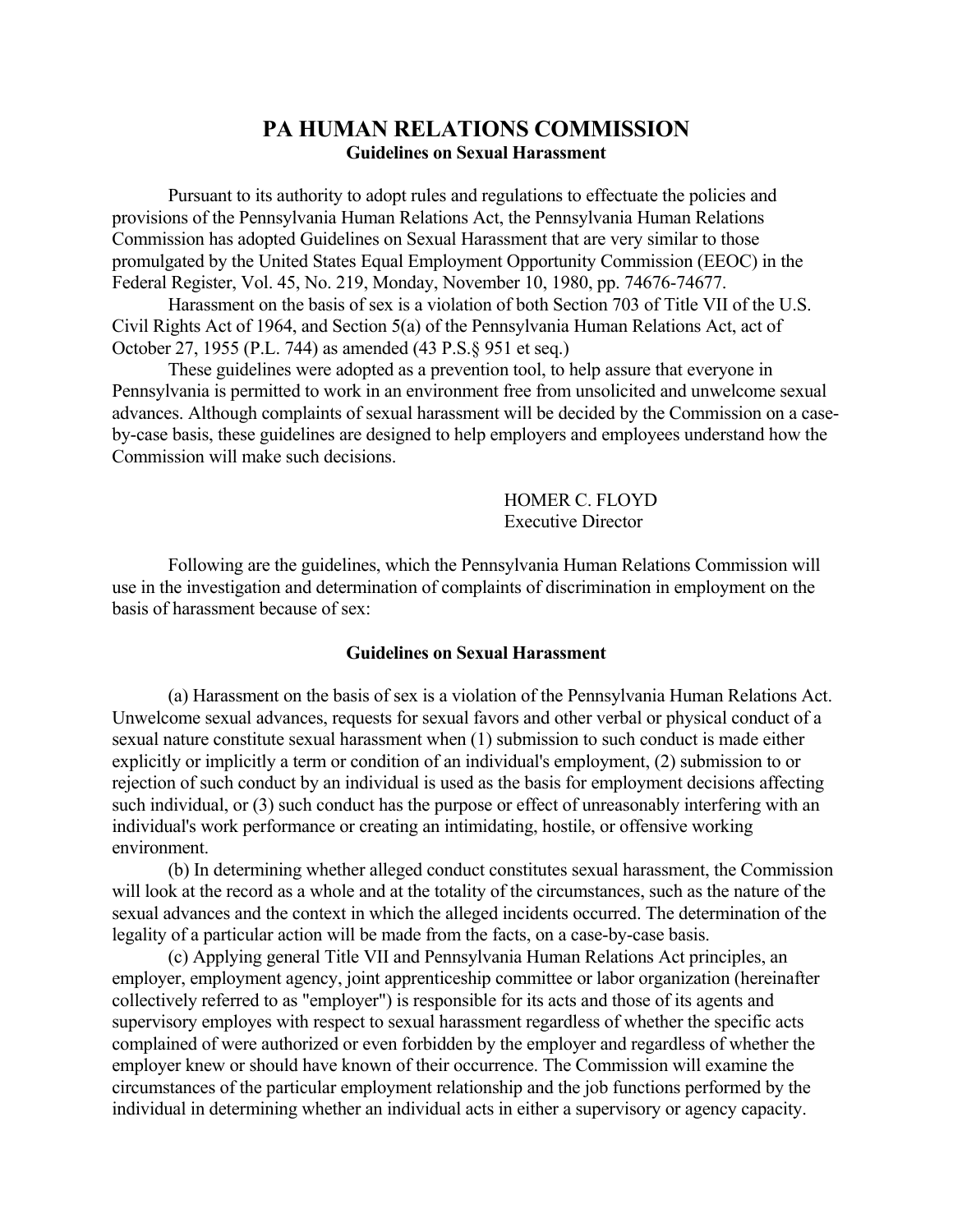# PA HUMAN RELATIONS COMMISSION

## Guidelines on Sexual Harassment

Pursuant to its authority to adopt rules and regulations to effectuate the policies and provisions of the Pennsylvania Human Relations Act, the Pennsylvania Human Relations Commission has adopted Guidelines on Sexual Harassment that are very similar to those promulgated by the United States Equal Employment Opportunity Commission (EEOC) in the Federal Register, Vol. 45, No. 219, Monday, November 10, 1980, pp. 74676-74677.

Harassment on the basis of sex is a violation of both Section 703 of Title VII of the U.S. Civil Rights Act of 1964, and Section 5(a) of the Pennsylvania Human Relations Act, act of October 27, 1955 (P.L. 744) as amended (43 P.S.§ 951 et seq.)

These guidelines were adopted as a prevention tool, to help assure that everyone in Pennsylvania is permitted to work in an environment free from unsolicited and unwelcome sexual advances. Although complaints of sexual harassment will be decided by the Commission on a case-by-case basis, these guidelines are designed to help employers and employees understand how the Commission will make such decisions.

HOMER C. FLOYD  
Executive Director

Following are the guidelines, which the Pennsylvania Human Relations Commission will use in the investigation and determination of complaints of discrimination in employment on the basis of harassment because of sex:

### Guidelines on Sexual Harassment

(a) Harassment on the basis of sex is a violation of the Pennsylvania Human Relations Act. Unwelcome sexual advances, requests for sexual favors and other verbal or physical conduct of a sexual nature constitute sexual harassment when (1) submission to such conduct is made either explicitly or implicitly a term or condition of an individual's employment, (2) submission to or rejection of such conduct by an individual is used as the basis for employment decisions affecting such individual, or (3) such conduct has the purpose or effect of unreasonably interfering with an individual's work performance or creating an intimidating, hostile, or offensive working environment.

(b) In determining whether alleged conduct constitutes sexual harassment, the Commission will look at the record as a whole and at the totality of the circumstances, such as the nature of the sexual advances and the context in which the alleged incidents occurred. The determination of the legality of a particular action will be made from the facts, on a case-by-case basis.

(c) Applying general Title VII and Pennsylvania Human Relations Act principles, an employer, employment agency, joint apprenticeship committee or labor organization (hereinafter collectively referred to as "employer") is responsible for its acts and those of its agents and supervisory employes with respect to sexual harassment regardless of whether the specific acts complained of were authorized or even forbidden by the employer and regardless of whether the employer knew or should have known of their occurrence. The Commission will examine the circumstances of the particular employment relationship and the job functions performed by the individual in determining whether an individual acts in either a supervisory or agency capacity.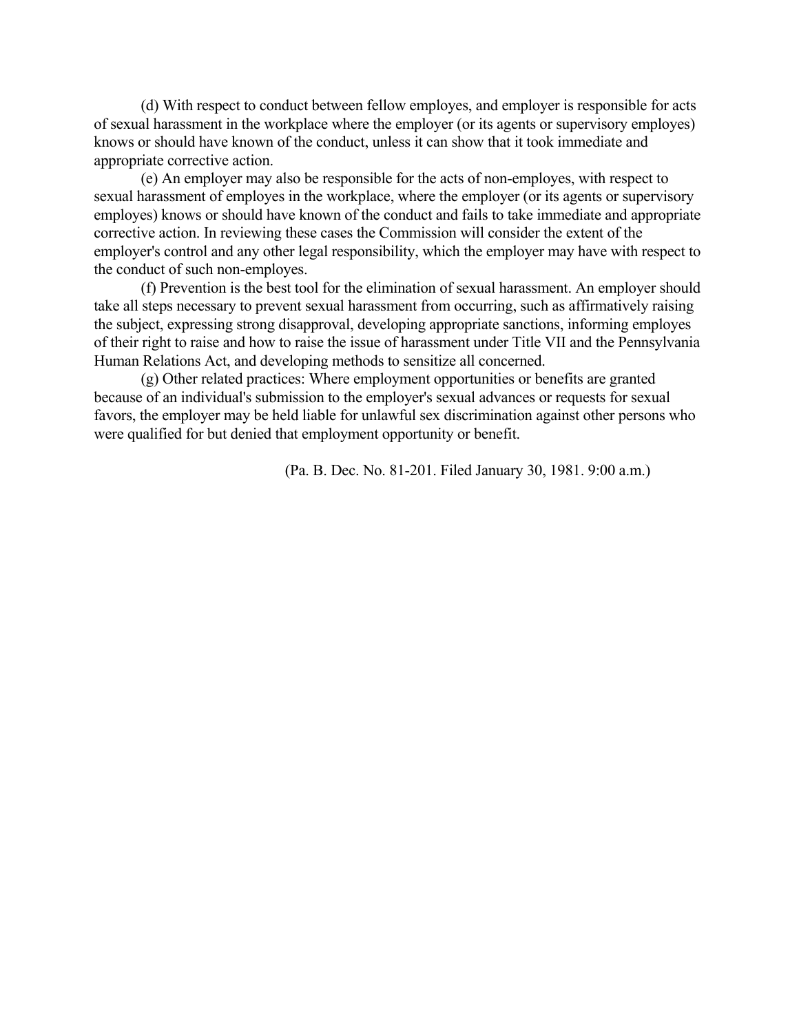(d) With respect to conduct between fellow employes, and employer is responsible for acts of sexual harassment in the workplace where the employer (or its agents or supervisory employes) knows or should have known of the conduct, unless it can show that it took immediate and appropriate corrective action.

(e) An employer may also be responsible for the acts of non-employes, with respect to sexual harassment of employes in the workplace, where the employer (or its agents or supervisory employes) knows or should have known of the conduct and fails to take immediate and appropriate corrective action. In reviewing these cases the Commission will consider the extent of the employer's control and any other legal responsibility, which the employer may have with respect to the conduct of such non-employes.

(f) Prevention is the best tool for the elimination of sexual harassment. An employer should take all steps necessary to prevent sexual harassment from occurring, such as affirmatively raising the subject, expressing strong disapproval, developing appropriate sanctions, informing employes of their right to raise and how to raise the issue of harassment under Title VII and the Pennsylvania Human Relations Act, and developing methods to sensitize all concerned.

(g) Other related practices: Where employment opportunities or benefits are granted because of an individual's submission to the employer's sexual advances or requests for sexual favors, the employer may be held liable for unlawful sex discrimination against other persons who were qualified for but denied that employment opportunity or benefit.

(Pa. B. Dec. No. 81-201. Filed January 30, 1981. 9:00 a.m.)